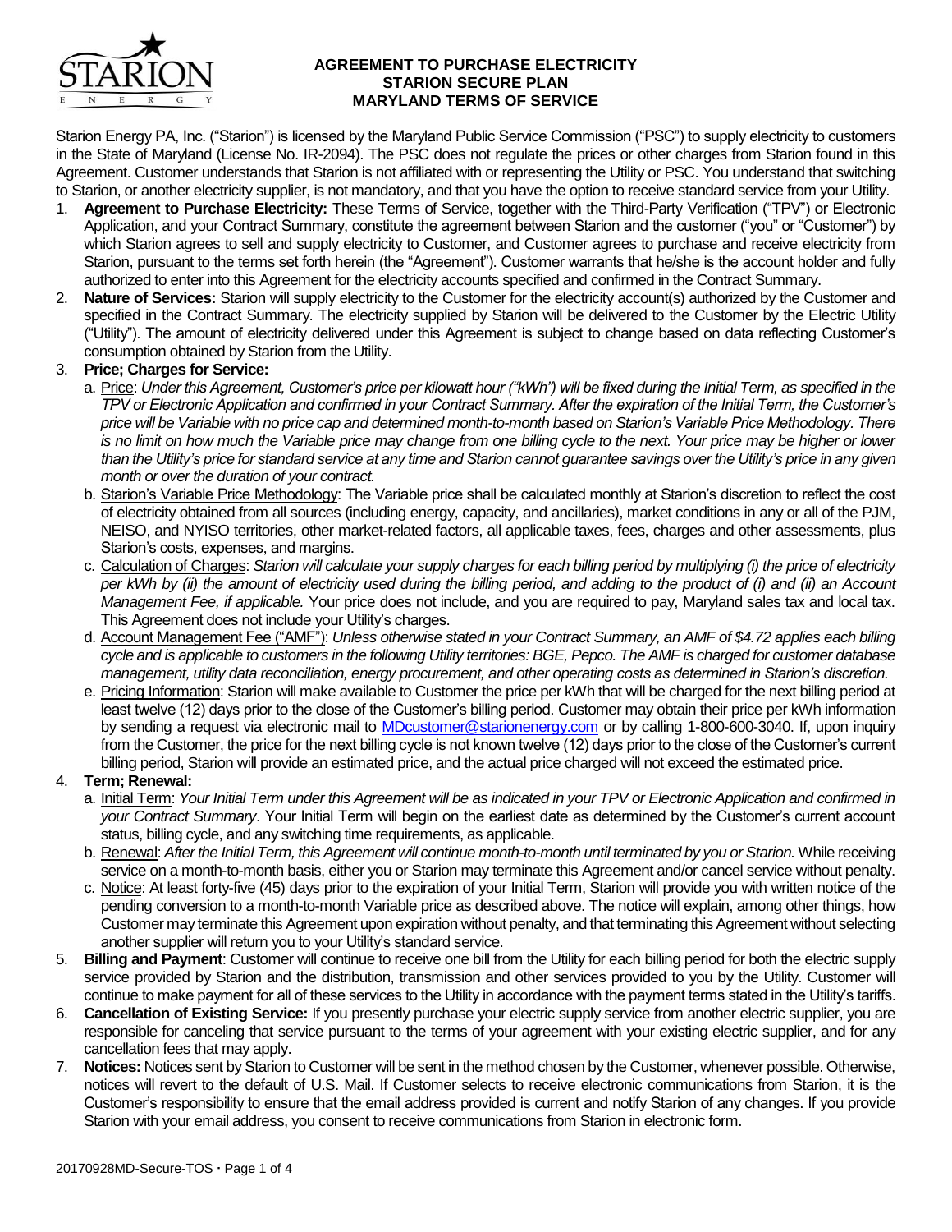# AGREEMENT TO PURCHASE ELECTRICITY
## STARION SECURE PLAN
## MARYLAND TERMS OF SERVICE

Starion Energy PA, Inc. ("Starion") is licensed by the Maryland Public Service Commission ("PSC") to supply electricity to customers in the State of Maryland (License No. IR-2094). The PSC does not regulate the prices or other charges from Starion found in this Agreement. Customer understands that Starion is not affiliated with or representing the Utility or PSC. You understand that switching to Starion, or another electricity supplier, is not mandatory, and that you have the option to receive standard service from your Utility.

1. **Agreement to Purchase Electricity:** These Terms of Service, together with the Third-Party Verification ("TPV") or Electronic Application, and your Contract Summary, constitute the agreement between Starion and the customer ("you" or "Customer") by which Starion agrees to sell and supply electricity to Customer, and Customer agrees to purchase and receive electricity from Starion, pursuant to the terms set forth herein (the "Agreement"). Customer warrants that he/she is the account holder and fully authorized to enter into this Agreement for the electricity accounts specified and confirmed in the Contract Summary.
2. **Nature of Services:** Starion will supply electricity to the Customer for the electricity account(s) authorized by the Customer and specified in the Contract Summary. The electricity supplied by Starion will be delivered to the Customer by the Electric Utility ("Utility"). The amount of electricity delivered under this Agreement is subject to change based on data reflecting Customer's consumption obtained by Starion from the Utility.
3. **Price; Charges for Service:**
   a. Price: *Under this Agreement, Customer's price per kilowatt hour ("kWh") will be fixed during the Initial Term, as specified in the TPV or Electronic Application and confirmed in your Contract Summary. After the expiration of the Initial Term, the Customer's price will be Variable with no price cap and determined month-to-month based on Starion's Variable Price Methodology. There is no limit on how much the Variable price may change from one billing cycle to the next. Your price may be higher or lower than the Utility's price for standard service at any time and Starion cannot guarantee savings over the Utility's price in any given month or over the duration of your contract.*
   b. Starion's Variable Price Methodology: The Variable price shall be calculated monthly at Starion's discretion to reflect the cost of electricity obtained from all sources (including energy, capacity, and ancillaries), market conditions in any or all of the PJM, NEISO, and NYISO territories, other market-related factors, all applicable taxes, fees, charges and other assessments, plus Starion's costs, expenses, and margins.
   c. Calculation of Charges: *Starion will calculate your supply charges for each billing period by multiplying (i) the price of electricity per kWh by (ii) the amount of electricity used during the billing period, and adding to the product of (i) and (ii) an Account Management Fee, if applicable.* Your price does not include, and you are required to pay, Maryland sales tax and local tax. This Agreement does not include your Utility's charges.
   d. Account Management Fee ("AMF"): *Unless otherwise stated in your Contract Summary, an AMF of $4.72 applies each billing cycle and is applicable to customers in the following Utility territories: BGE, Pepco. The AMF is charged for customer database management, utility data reconciliation, energy procurement, and other operating costs as determined in Starion's discretion.*
   e. Pricing Information: Starion will make available to Customer the price per kWh that will be charged for the next billing period at least twelve (12) days prior to the close of the Customer's billing period. Customer may obtain their price per kWh information by sending a request via electronic mail to MDcustomer@starionenergy.com or by calling 1-800-600-3040. If, upon inquiry from the Customer, the price for the next billing cycle is not known twelve (12) days prior to the close of the Customer's current billing period, Starion will provide an estimated price, and the actual price charged will not exceed the estimated price.
4. **Term; Renewal:**
   a. Initial Term: *Your Initial Term under this Agreement will be as indicated in your TPV or Electronic Application and confirmed in your Contract Summary*. Your Initial Term will begin on the earliest date as determined by the Customer's current account status, billing cycle, and any switching time requirements, as applicable.
   b. Renewal: *After the Initial Term, this Agreement will continue month-to-month until terminated by you or Starion.* While receiving service on a month-to-month basis, either you or Starion may terminate this Agreement and/or cancel service without penalty.
   c. Notice: At least forty-five (45) days prior to the expiration of your Initial Term, Starion will provide you with written notice of the pending conversion to a month-to-month Variable price as described above. The notice will explain, among other things, how Customer may terminate this Agreement upon expiration without penalty, and that terminating this Agreement without selecting another supplier will return you to your Utility's standard service.
5. **Billing and Payment**: Customer will continue to receive one bill from the Utility for each billing period for both the electric supply service provided by Starion and the distribution, transmission and other services provided to you by the Utility. Customer will continue to make payment for all of these services to the Utility in accordance with the payment terms stated in the Utility's tariffs.
6. **Cancellation of Existing Service:** If you presently purchase your electric supply service from another electric supplier, you are responsible for canceling that service pursuant to the terms of your agreement with your existing electric supplier, and for any cancellation fees that may apply.
7. **Notices:** Notices sent by Starion to Customer will be sent in the method chosen by the Customer, whenever possible. Otherwise, notices will revert to the default of U.S. Mail. If Customer selects to receive electronic communications from Starion, it is the Customer's responsibility to ensure that the email address provided is current and notify Starion of any changes. If you provide Starion with your email address, you consent to receive communications from Starion in electronic form.

20170928MD-Secure-TOS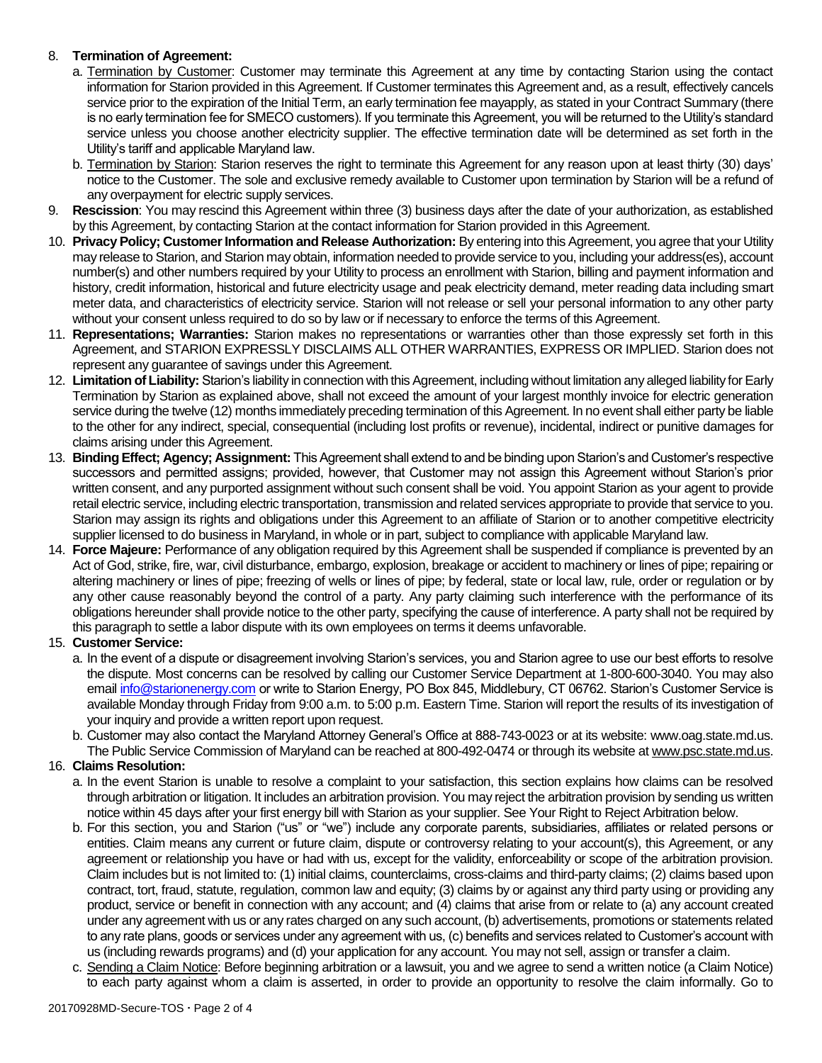8. **Termination of Agreement:**
   a. Termination by Customer: Customer may terminate this Agreement at any time by contacting Starion using the contact information for Starion provided in this Agreement. If Customer terminates this Agreement and, as a result, effectively cancels service prior to the expiration of the Initial Term, an early termination fee mayapply, as stated in your Contract Summary (there is no early termination fee for SMECO customers). If you terminate this Agreement, you will be returned to the Utility's standard service unless you choose another electricity supplier. The effective termination date will be determined as set forth in the Utility's tariff and applicable Maryland law.
   b. Termination by Starion: Starion reserves the right to terminate this Agreement for any reason upon at least thirty (30) days' notice to the Customer. The sole and exclusive remedy available to Customer upon termination by Starion will be a refund of any overpayment for electric supply services.
9. **Rescission**: You may rescind this Agreement within three (3) business days after the date of your authorization, as established by this Agreement, by contacting Starion at the contact information for Starion provided in this Agreement.
10. **Privacy Policy; Customer Information and Release Authorization:** By entering into this Agreement, you agree that your Utility may release to Starion, and Starion may obtain, information needed to provide service to you, including your address(es), account number(s) and other numbers required by your Utility to process an enrollment with Starion, billing and payment information and history, credit information, historical and future electricity usage and peak electricity demand, meter reading data including smart meter data, and characteristics of electricity service. Starion will not release or sell your personal information to any other party without your consent unless required to do so by law or if necessary to enforce the terms of this Agreement.
11. **Representations; Warranties:** Starion makes no representations or warranties other than those expressly set forth in this Agreement, and STARION EXPRESSLY DISCLAIMS ALL OTHER WARRANTIES, EXPRESS OR IMPLIED. Starion does not represent any guarantee of savings under this Agreement.
12. **Limitation of Liability:** Starion's liability in connection with this Agreement, including without limitation any alleged liability for Early Termination by Starion as explained above, shall not exceed the amount of your largest monthly invoice for electric generation service during the twelve (12) months immediately preceding termination of this Agreement. In no event shall either party be liable to the other for any indirect, special, consequential (including lost profits or revenue), incidental, indirect or punitive damages for claims arising under this Agreement.
13. **Binding Effect; Agency; Assignment:** This Agreement shall extend to and be binding upon Starion's and Customer's respective successors and permitted assigns; provided, however, that Customer may not assign this Agreement without Starion's prior written consent, and any purported assignment without such consent shall be void. You appoint Starion as your agent to provide retail electric service, including electric transportation, transmission and related services appropriate to provide that service to you. Starion may assign its rights and obligations under this Agreement to an affiliate of Starion or to another competitive electricity supplier licensed to do business in Maryland, in whole or in part, subject to compliance with applicable Maryland law.
14. **Force Majeure:** Performance of any obligation required by this Agreement shall be suspended if compliance is prevented by an Act of God, strike, fire, war, civil disturbance, embargo, explosion, breakage or accident to machinery or lines of pipe; repairing or altering machinery or lines of pipe; freezing of wells or lines of pipe; by federal, state or local law, rule, order or regulation or by any other cause reasonably beyond the control of a party. Any party claiming such interference with the performance of its obligations hereunder shall provide notice to the other party, specifying the cause of interference. A party shall not be required by this paragraph to settle a labor dispute with its own employees on terms it deems unfavorable.
15. **Customer Service:**
   a. In the event of a dispute or disagreement involving Starion's services, you and Starion agree to use our best efforts to resolve the dispute. Most concerns can be resolved by calling our Customer Service Department at 1-800-600-3040. You may also email info@starionenergy.com or write to Starion Energy, PO Box 845, Middlebury, CT 06762. Starion's Customer Service is available Monday through Friday from 9:00 a.m. to 5:00 p.m. Eastern Time. Starion will report the results of its investigation of your inquiry and provide a written report upon request.
   b. Customer may also contact the Maryland Attorney General's Office at 888-743-0023 or at its website: www.oag.state.md.us. The Public Service Commission of Maryland can be reached at 800-492-0474 or through its website at www.psc.state.md.us.
16. **Claims Resolution:**
   a. In the event Starion is unable to resolve a complaint to your satisfaction, this section explains how claims can be resolved through arbitration or litigation. It includes an arbitration provision. You may reject the arbitration provision by sending us written notice within 45 days after your first energy bill with Starion as your supplier. See Your Right to Reject Arbitration below.
   b. For this section, you and Starion ("us" or "we") include any corporate parents, subsidiaries, affiliates or related persons or entities. Claim means any current or future claim, dispute or controversy relating to your account(s), this Agreement, or any agreement or relationship you have or had with us, except for the validity, enforceability or scope of the arbitration provision. Claim includes but is not limited to: (1) initial claims, counterclaims, cross-claims and third-party claims; (2) claims based upon contract, tort, fraud, statute, regulation, common law and equity; (3) claims by or against any third party using or providing any product, service or benefit in connection with any account; and (4) claims that arise from or relate to (a) any account created under any agreement with us or any rates charged on any such account, (b) advertisements, promotions or statements related to any rate plans, goods or services under any agreement with us, (c) benefits and services related to Customer's account with us (including rewards programs) and (d) your application for any account. You may not sell, assign or transfer a claim.
   c. Sending a Claim Notice: Before beginning arbitration or a lawsuit, you and we agree to send a written notice (a Claim Notice) to each party against whom a claim is asserted, in order to provide an opportunity to resolve the claim informally. Go to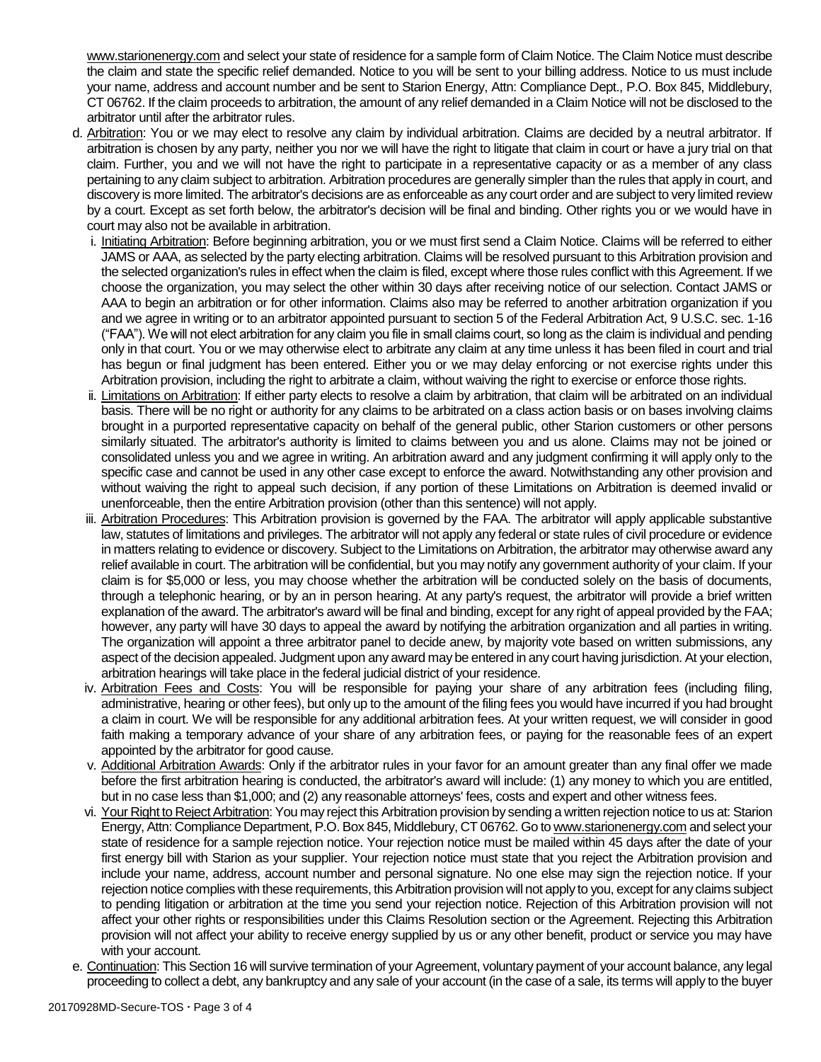www.starionenergy.com and select your state of residence for a sample form of Claim Notice. The Claim Notice must describe the claim and state the specific relief demanded. Notice to you will be sent to your billing address. Notice to us must include your name, address and account number and be sent to Starion Energy, Attn: Compliance Dept., P.O. Box 845, Middlebury, CT 06762. If the claim proceeds to arbitration, the amount of any relief demanded in a Claim Notice will not be disclosed to the arbitrator until after the arbitrator rules.

d. Arbitration: You or we may elect to resolve any claim by individual arbitration. Claims are decided by a neutral arbitrator. If arbitration is chosen by any party, neither you nor we will have the right to litigate that claim in court or have a jury trial on that claim. Further, you and we will not have the right to participate in a representative capacity or as a member of any class pertaining to any claim subject to arbitration. Arbitration procedures are generally simpler than the rules that apply in court, and discovery is more limited. The arbitrator's decisions are as enforceable as any court order and are subject to very limited review by a court. Except as set forth below, the arbitrator's decision will be final and binding. Other rights you or we would have in court may also not be available in arbitration.

   i. Initiating Arbitration: Before beginning arbitration, you or we must first send a Claim Notice. Claims will be referred to either JAMS or AAA, as selected by the party electing arbitration. Claims will be resolved pursuant to this Arbitration provision and the selected organization's rules in effect when the claim is filed, except where those rules conflict with this Agreement. If we choose the organization, you may select the other within 30 days after receiving notice of our selection. Contact JAMS or AAA to begin an arbitration or for other information. Claims also may be referred to another arbitration organization if you and we agree in writing or to an arbitrator appointed pursuant to section 5 of the Federal Arbitration Act, 9 U.S.C. sec. 1-16 ("FAA"). We will not elect arbitration for any claim you file in small claims court, so long as the claim is individual and pending only in that court. You or we may otherwise elect to arbitrate any claim at any time unless it has been filed in court and trial has begun or final judgment has been entered. Either you or we may delay enforcing or not exercise rights under this Arbitration provision, including the right to arbitrate a claim, without waiving the right to exercise or enforce those rights.

   ii. Limitations on Arbitration: If either party elects to resolve a claim by arbitration, that claim will be arbitrated on an individual basis. There will be no right or authority for any claims to be arbitrated on a class action basis or on bases involving claims brought in a purported representative capacity on behalf of the general public, other Starion customers or other persons similarly situated. The arbitrator's authority is limited to claims between you and us alone. Claims may not be joined or consolidated unless you and we agree in writing. An arbitration award and any judgment confirming it will apply only to the specific case and cannot be used in any other case except to enforce the award. Notwithstanding any other provision and without waiving the right to appeal such decision, if any portion of these Limitations on Arbitration is deemed invalid or unenforceable, then the entire Arbitration provision (other than this sentence) will not apply.

   iii. Arbitration Procedures: This Arbitration provision is governed by the FAA. The arbitrator will apply applicable substantive law, statutes of limitations and privileges. The arbitrator will not apply any federal or state rules of civil procedure or evidence in matters relating to evidence or discovery. Subject to the Limitations on Arbitration, the arbitrator may otherwise award any relief available in court. The arbitration will be confidential, but you may notify any government authority of your claim. If your claim is for $5,000 or less, you may choose whether the arbitration will be conducted solely on the basis of documents, through a telephonic hearing, or by an in person hearing. At any party's request, the arbitrator will provide a brief written explanation of the award. The arbitrator's award will be final and binding, except for any right of appeal provided by the FAA; however, any party will have 30 days to appeal the award by notifying the arbitration organization and all parties in writing. The organization will appoint a three arbitrator panel to decide anew, by majority vote based on written submissions, any aspect of the decision appealed. Judgment upon any award may be entered in any court having jurisdiction. At your election, arbitration hearings will take place in the federal judicial district of your residence.

   iv. Arbitration Fees and Costs: You will be responsible for paying your share of any arbitration fees (including filing, administrative, hearing or other fees), but only up to the amount of the filing fees you would have incurred if you had brought a claim in court. We will be responsible for any additional arbitration fees. At your written request, we will consider in good faith making a temporary advance of your share of any arbitration fees, or paying for the reasonable fees of an expert appointed by the arbitrator for good cause.

   v. Additional Arbitration Awards: Only if the arbitrator rules in your favor for an amount greater than any final offer we made before the first arbitration hearing is conducted, the arbitrator's award will include: (1) any money to which you are entitled, but in no case less than $1,000; and (2) any reasonable attorneys' fees, costs and expert and other witness fees.

   vi. Your Right to Reject Arbitration: You may reject this Arbitration provision by sending a written rejection notice to us at: Starion Energy, Attn: Compliance Department, P.O. Box 845, Middlebury, CT 06762. Go to www.starionenergy.com and select your state of residence for a sample rejection notice. Your rejection notice must be mailed within 45 days after the date of your first energy bill with Starion as your supplier. Your rejection notice must state that you reject the Arbitration provision and include your name, address, account number and personal signature. No one else may sign the rejection notice. If your rejection notice complies with these requirements, this Arbitration provision will not apply to you, except for any claims subject to pending litigation or arbitration at the time you send your rejection notice. Rejection of this Arbitration provision will not affect your other rights or responsibilities under this Claims Resolution section or the Agreement. Rejecting this Arbitration provision will not affect your ability to receive energy supplied by us or any other benefit, product or service you may have with your account.

e. Continuation: This Section 16 will survive termination of your Agreement, voluntary payment of your account balance, any legal proceeding to collect a debt, any bankruptcy and any sale of your account (in the case of a sale, its terms will apply to the buyer

20170928MD-Secure-TOS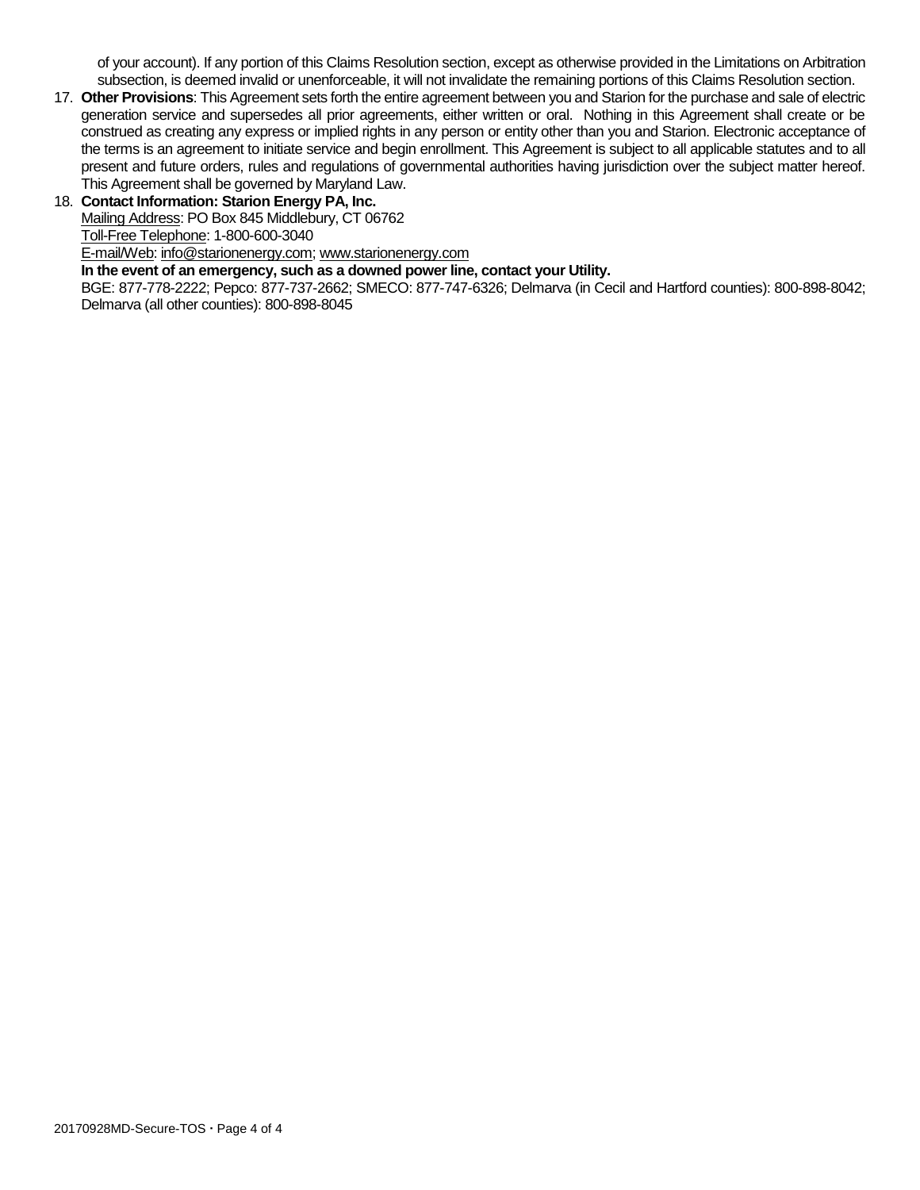of your account). If any portion of this Claims Resolution section, except as otherwise provided in the Limitations on Arbitration subsection, is deemed invalid or unenforceable, it will not invalidate the remaining portions of this Claims Resolution section.

17. **Other Provisions**: This Agreement sets forth the entire agreement between you and Starion for the purchase and sale of electric generation service and supersedes all prior agreements, either written or oral. Nothing in this Agreement shall create or be construed as creating any express or implied rights in any person or entity other than you and Starion. Electronic acceptance of the terms is an agreement to initiate service and begin enrollment. This Agreement is subject to all applicable statutes and to all present and future orders, rules and regulations of governmental authorities having jurisdiction over the subject matter hereof. This Agreement shall be governed by Maryland Law.
18. **Contact Information: Starion Energy PA, Inc.**
    Mailing Address: PO Box 845 Middlebury, CT 06762
    Toll-Free Telephone: 1-800-600-3040
    E-mail/Web: info@starionenergy.com; www.starionenergy.com
    **In the event of an emergency, such as a downed power line, contact your Utility.**
    BGE: 877-778-2222; Pepco: 877-737-2662; SMECO: 877-747-6326; Delmarva (in Cecil and Hartford counties): 800-898-8042; Delmarva (all other counties): 800-898-8045

20170928MD-Secure-TOS